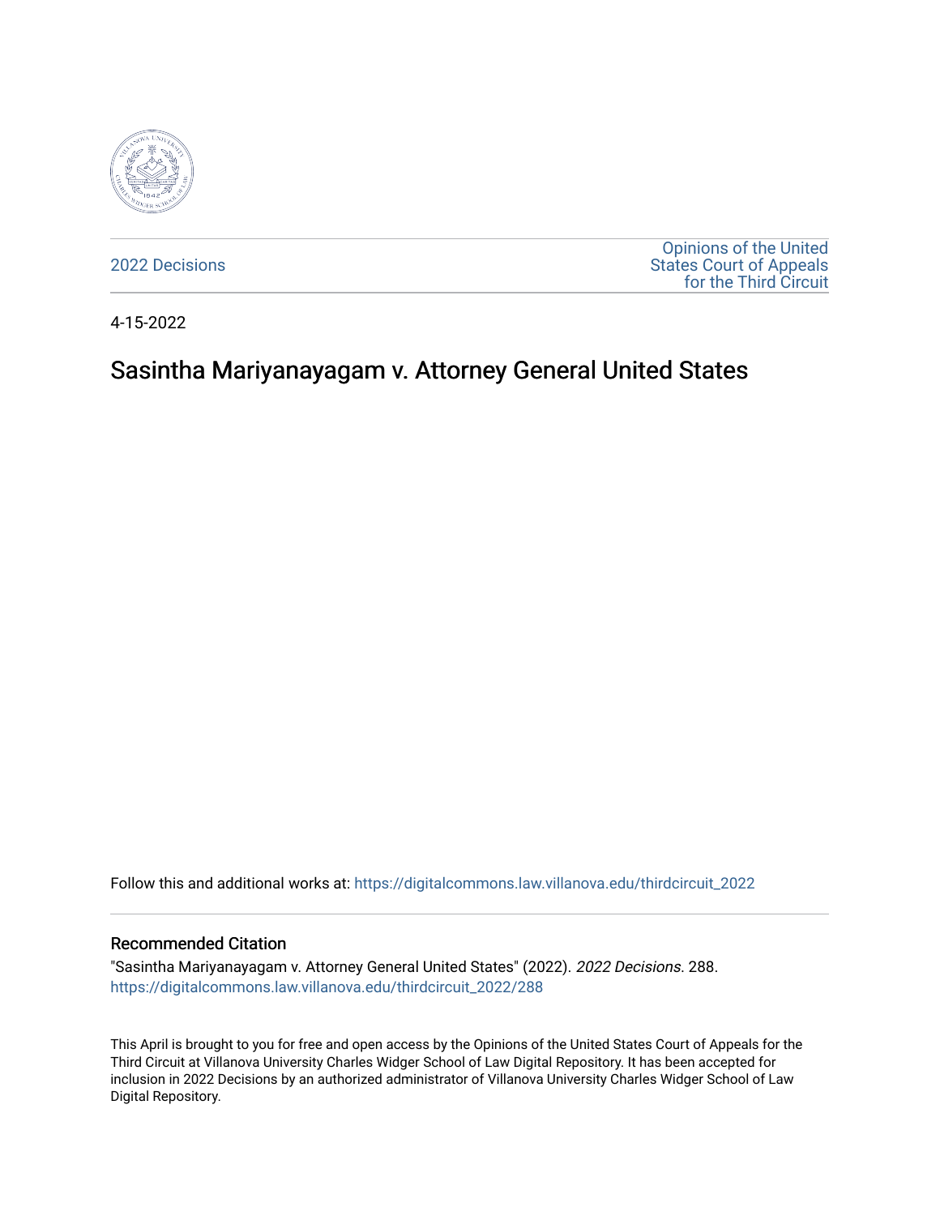2022 Decisions

Opinions of the United States Court of Appeals for the Third Circuit

4-15-2022

# Sasintha Mariyanayagam v. Attorney General United States

Follow this and additional works at: https://digitalcommons.law.villanova.edu/thirdcircuit_2022

## Recommended Citation

"Sasintha Mariyanayagam v. Attorney General United States" (2022). *2022 Decisions*. 288.
https://digitalcommons.law.villanova.edu/thirdcircuit_2022/288

This April is brought to you for free and open access by the Opinions of the United States Court of Appeals for the Third Circuit at Villanova University Charles Widger School of Law Digital Repository. It has been accepted for inclusion in 2022 Decisions by an authorized administrator of Villanova University Charles Widger School of Law Digital Repository.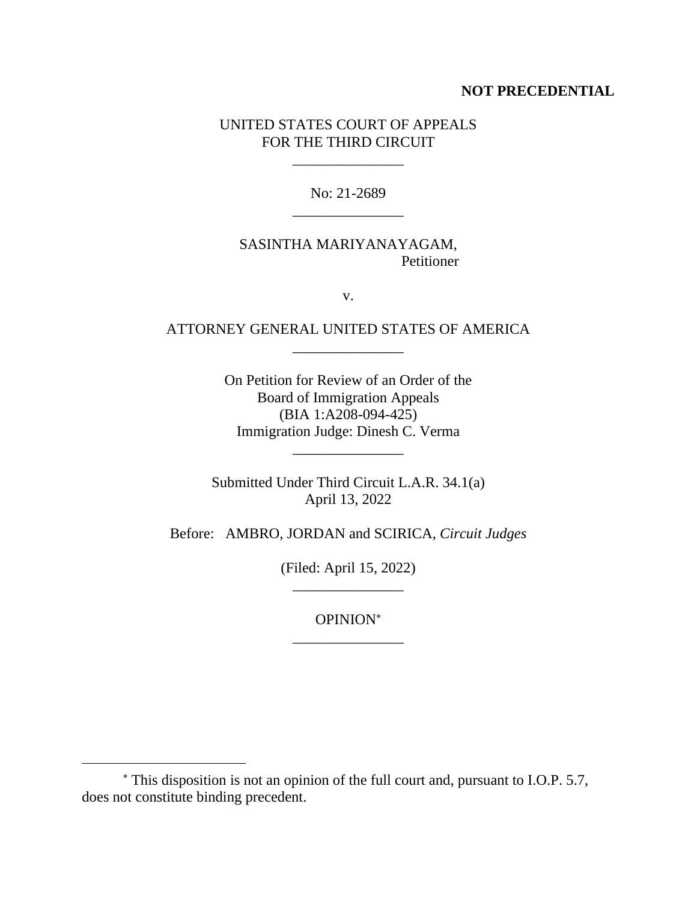**NOT PRECEDENTIAL**

UNITED STATES COURT OF APPEALS
FOR THE THIRD CIRCUIT

_______________

No: 21-2689

_______________

SASINTHA MARIYANAYAGAM,
Petitioner

v.

ATTORNEY GENERAL UNITED STATES OF AMERICA

_______________

On Petition for Review of an Order of the
Board of Immigration Appeals
(BIA 1:A208-094-425)
Immigration Judge: Dinesh C. Verma

_______________

Submitted Under Third Circuit L.A.R. 34.1(a)
April 13, 2022

Before: AMBRO, JORDAN and SCIRICA, *Circuit Judges*

(Filed: April 15, 2022)

_______________

OPINION*

_______________

* This disposition is not an opinion of the full court and, pursuant to I.O.P. 5.7, does not constitute binding precedent.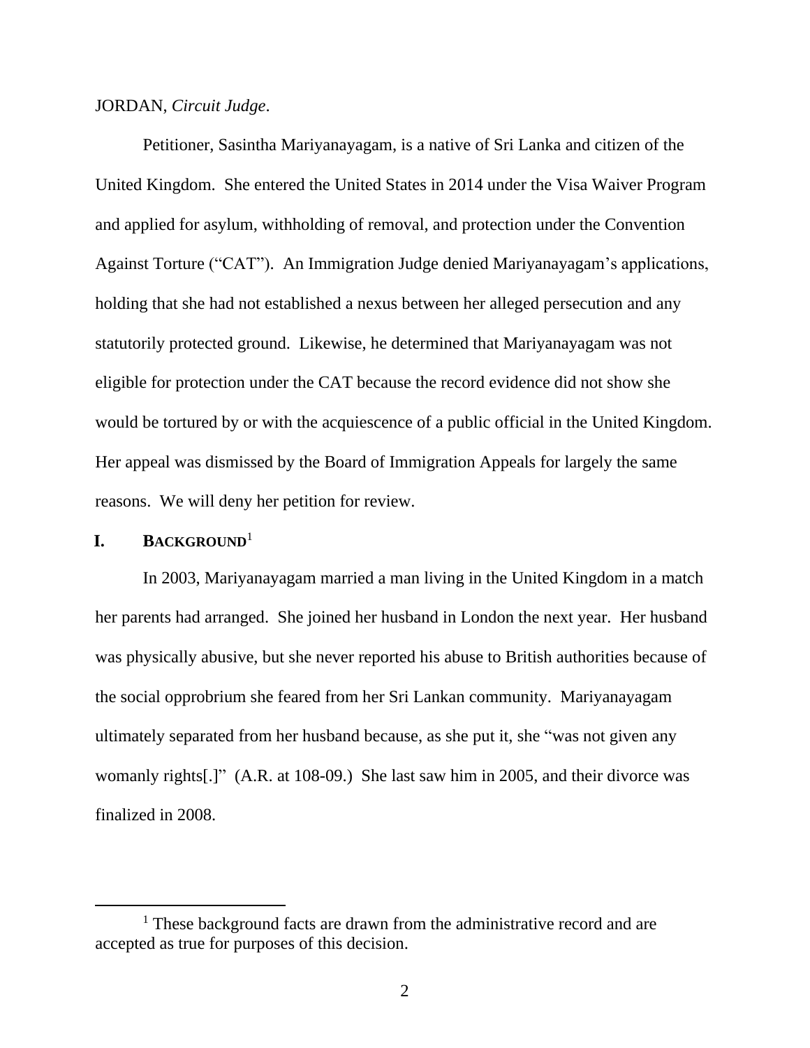JORDAN, *Circuit Judge*.

Petitioner, Sasintha Mariyanayagam, is a native of Sri Lanka and citizen of the United Kingdom. She entered the United States in 2014 under the Visa Waiver Program and applied for asylum, withholding of removal, and protection under the Convention Against Torture ("CAT"). An Immigration Judge denied Mariyanayagam's applications, holding that she had not established a nexus between her alleged persecution and any statutorily protected ground. Likewise, he determined that Mariyanayagam was not eligible for protection under the CAT because the record evidence did not show she would be tortured by or with the acquiescence of a public official in the United Kingdom. Her appeal was dismissed by the Board of Immigration Appeals for largely the same reasons. We will deny her petition for review.

## I. BACKGROUND[1]

In 2003, Mariyanayagam married a man living in the United Kingdom in a match her parents had arranged. She joined her husband in London the next year. Her husband was physically abusive, but she never reported his abuse to British authorities because of the social opprobrium she feared from her Sri Lankan community. Mariyanayagam ultimately separated from her husband because, as she put it, she "was not given any womanly rights[.]" (A.R. at 108-09.) She last saw him in 2005, and their divorce was finalized in 2008.

[1] These background facts are drawn from the administrative record and are accepted as true for purposes of this decision.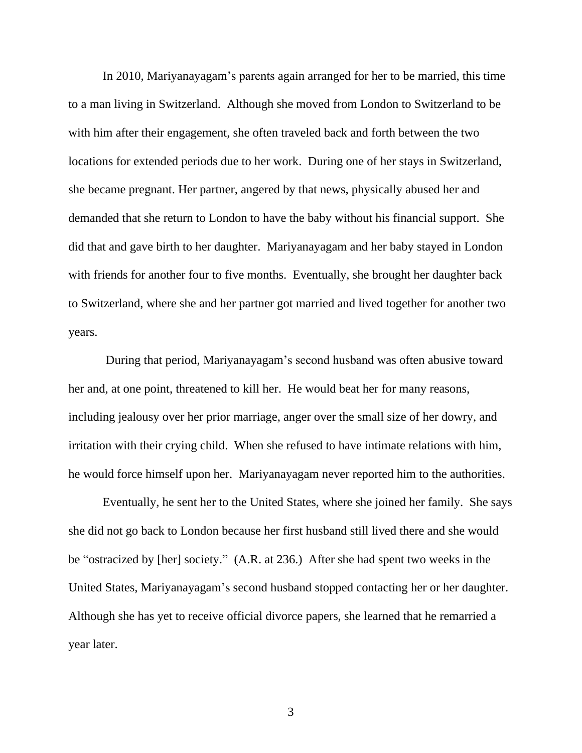In 2010, Mariyanayagam's parents again arranged for her to be married, this time to a man living in Switzerland. Although she moved from London to Switzerland to be with him after their engagement, she often traveled back and forth between the two locations for extended periods due to her work. During one of her stays in Switzerland, she became pregnant. Her partner, angered by that news, physically abused her and demanded that she return to London to have the baby without his financial support. She did that and gave birth to her daughter. Mariyanayagam and her baby stayed in London with friends for another four to five months. Eventually, she brought her daughter back to Switzerland, where she and her partner got married and lived together for another two years.

During that period, Mariyanayagam's second husband was often abusive toward her and, at one point, threatened to kill her. He would beat her for many reasons, including jealousy over her prior marriage, anger over the small size of her dowry, and irritation with their crying child. When she refused to have intimate relations with him, he would force himself upon her. Mariyanayagam never reported him to the authorities.

Eventually, he sent her to the United States, where she joined her family. She says she did not go back to London because her first husband still lived there and she would be "ostracized by [her] society." (A.R. at 236.) After she had spent two weeks in the United States, Mariyanayagam's second husband stopped contacting her or her daughter. Although she has yet to receive official divorce papers, she learned that he remarried a year later.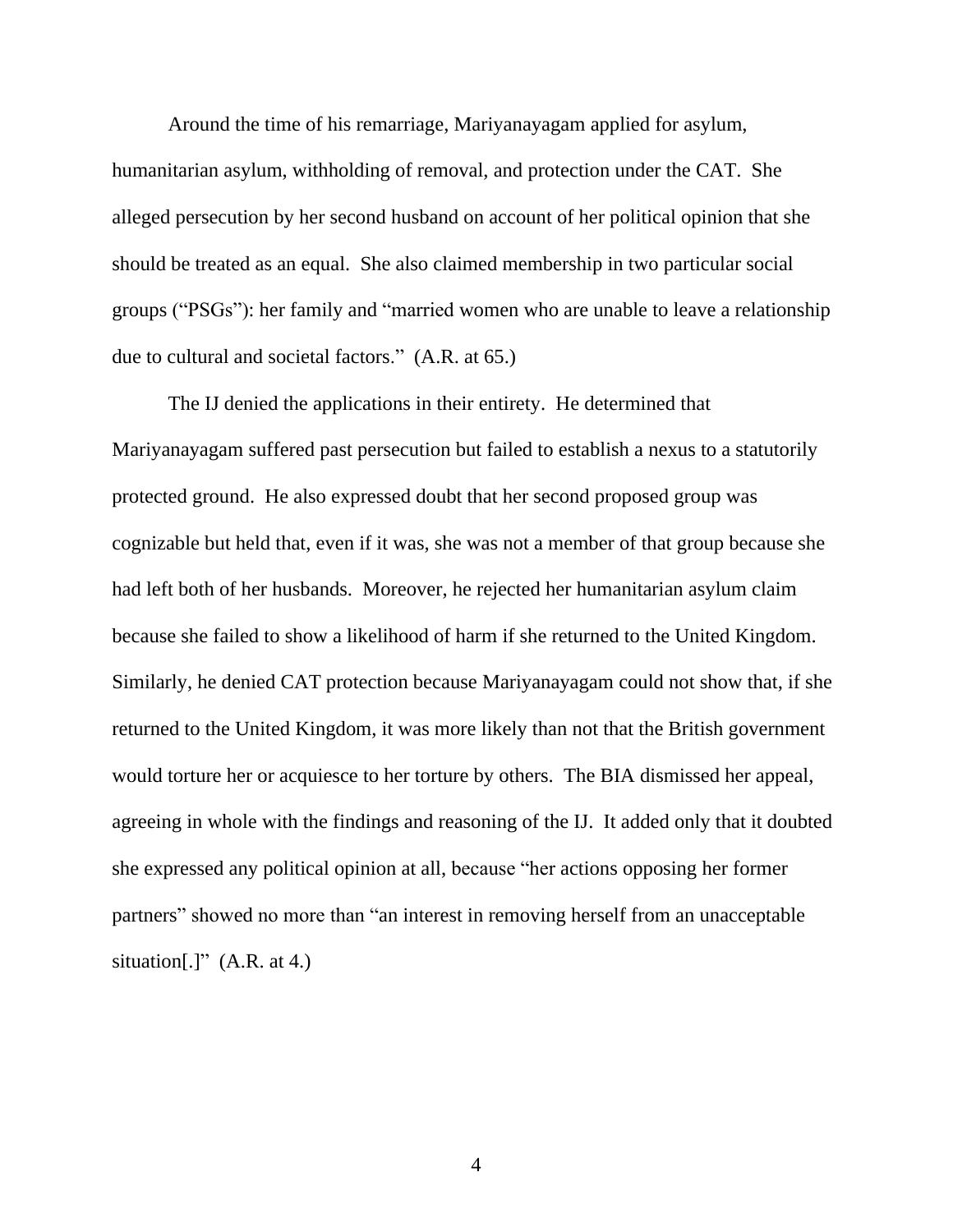Around the time of his remarriage, Mariyanayagam applied for asylum, humanitarian asylum, withholding of removal, and protection under the CAT. She alleged persecution by her second husband on account of her political opinion that she should be treated as an equal. She also claimed membership in two particular social groups ("PSGs"): her family and "married women who are unable to leave a relationship due to cultural and societal factors." (A.R. at 65.)

The IJ denied the applications in their entirety. He determined that Mariyanayagam suffered past persecution but failed to establish a nexus to a statutorily protected ground. He also expressed doubt that her second proposed group was cognizable but held that, even if it was, she was not a member of that group because she had left both of her husbands. Moreover, he rejected her humanitarian asylum claim because she failed to show a likelihood of harm if she returned to the United Kingdom. Similarly, he denied CAT protection because Mariyanayagam could not show that, if she returned to the United Kingdom, it was more likely than not that the British government would torture her or acquiesce to her torture by others. The BIA dismissed her appeal, agreeing in whole with the findings and reasoning of the IJ. It added only that it doubted she expressed any political opinion at all, because "her actions opposing her former partners" showed no more than "an interest in removing herself from an unacceptable situation[.]" (A.R. at 4.)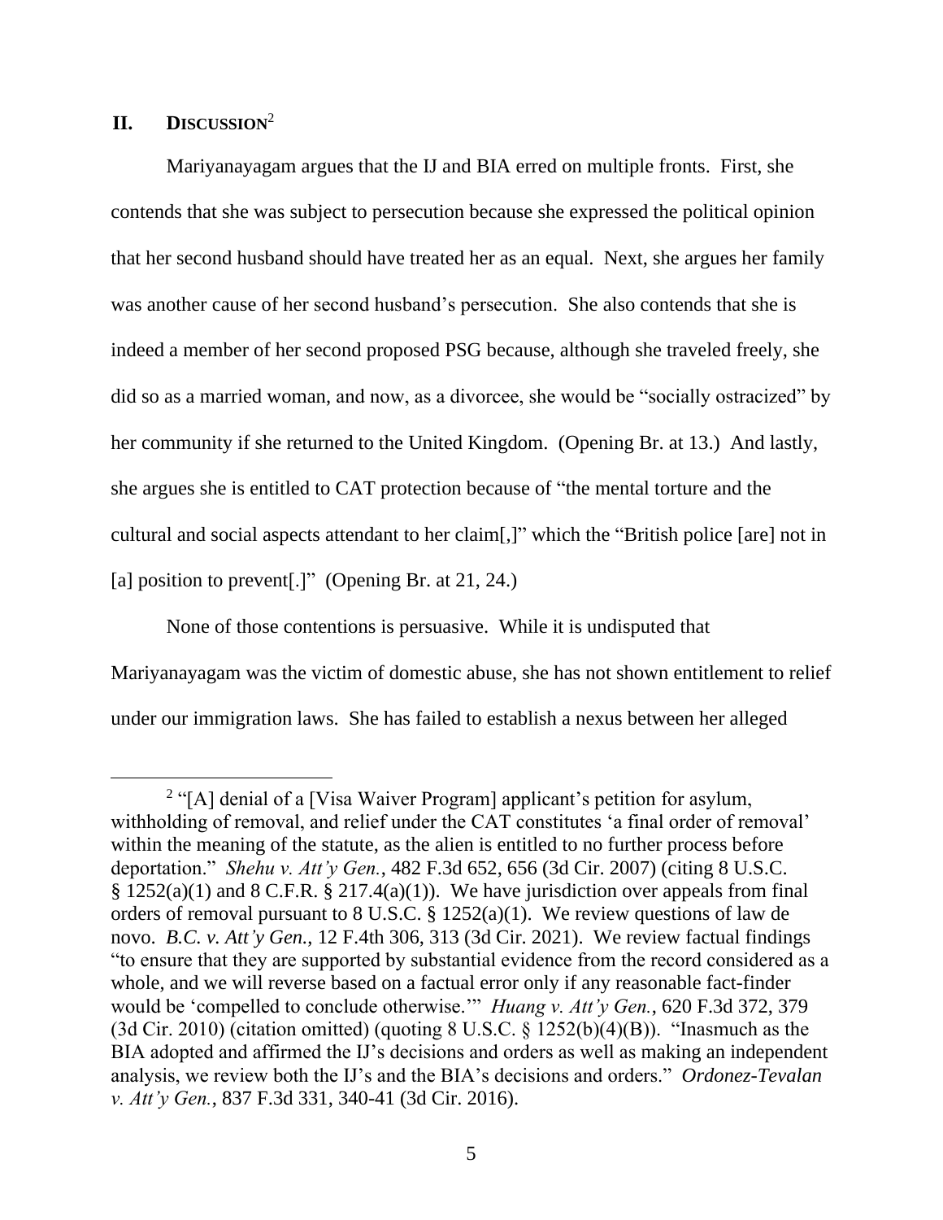## II. DISCUSSION[2]

Mariyanayagam argues that the IJ and BIA erred on multiple fronts. First, she contends that she was subject to persecution because she expressed the political opinion that her second husband should have treated her as an equal. Next, she argues her family was another cause of her second husband's persecution. She also contends that she is indeed a member of her second proposed PSG because, although she traveled freely, she did so as a married woman, and now, as a divorcee, she would be "socially ostracized" by her community if she returned to the United Kingdom. (Opening Br. at 13.) And lastly, she argues she is entitled to CAT protection because of "the mental torture and the cultural and social aspects attendant to her claim[,]" which the "British police [are] not in [a] position to prevent[.]" (Opening Br. at 21, 24.)

None of those contentions is persuasive. While it is undisputed that Mariyanayagam was the victim of domestic abuse, she has not shown entitlement to relief under our immigration laws. She has failed to establish a nexus between her alleged

---

[2] "[A] denial of a [Visa Waiver Program] applicant's petition for asylum, withholding of removal, and relief under the CAT constitutes 'a final order of removal' within the meaning of the statute, as the alien is entitled to no further process before deportation." *Shehu v. Att'y Gen.*, 482 F.3d 652, 656 (3d Cir. 2007) (citing 8 U.S.C. § 1252(a)(1) and 8 C.F.R. § 217.4(a)(1)). We have jurisdiction over appeals from final orders of removal pursuant to 8 U.S.C. § 1252(a)(1). We review questions of law de novo. *B.C. v. Att'y Gen.*, 12 F.4th 306, 313 (3d Cir. 2021). We review factual findings "to ensure that they are supported by substantial evidence from the record considered as a whole, and we will reverse based on a factual error only if any reasonable fact-finder would be 'compelled to conclude otherwise.'" *Huang v. Att'y Gen.*, 620 F.3d 372, 379 (3d Cir. 2010) (citation omitted) (quoting 8 U.S.C. § 1252(b)(4)(B)). "Inasmuch as the BIA adopted and affirmed the IJ's decisions and orders as well as making an independent analysis, we review both the IJ's and the BIA's decisions and orders." *Ordonez-Tevalan v. Att'y Gen.*, 837 F.3d 331, 340-41 (3d Cir. 2016).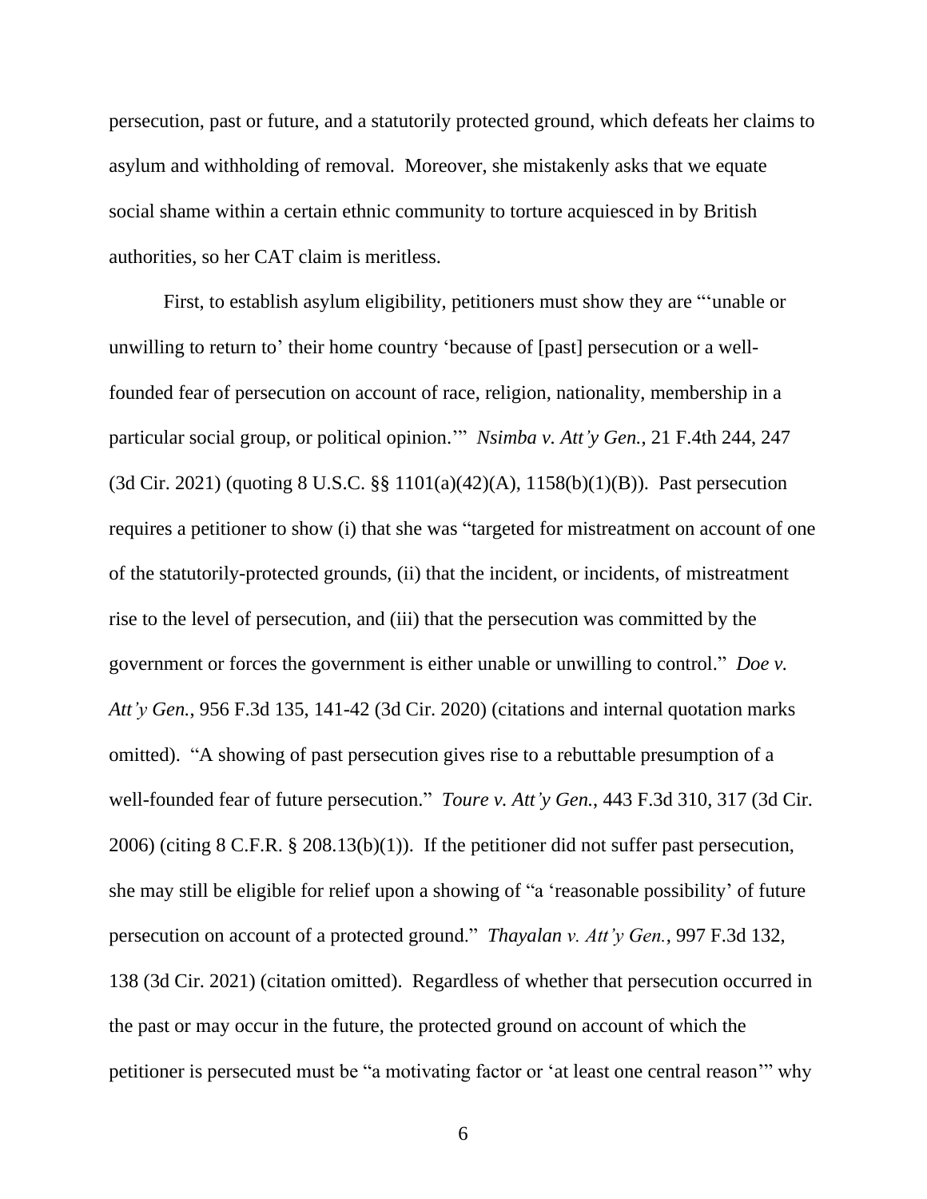persecution, past or future, and a statutorily protected ground, which defeats her claims to asylum and withholding of removal. Moreover, she mistakenly asks that we equate social shame within a certain ethnic community to torture acquiesced in by British authorities, so her CAT claim is meritless.

First, to establish asylum eligibility, petitioners must show they are "'unable or unwilling to return to' their home country 'because of [past] persecution or a well-founded fear of persecution on account of race, religion, nationality, membership in a particular social group, or political opinion.'" *Nsimba v. Att'y Gen.*, 21 F.4th 244, 247 (3d Cir. 2021) (quoting 8 U.S.C. §§ 1101(a)(42)(A), 1158(b)(1)(B)). Past persecution requires a petitioner to show (i) that she was "targeted for mistreatment on account of one of the statutorily-protected grounds, (ii) that the incident, or incidents, of mistreatment rise to the level of persecution, and (iii) that the persecution was committed by the government or forces the government is either unable or unwilling to control." *Doe v. Att'y Gen.*, 956 F.3d 135, 141-42 (3d Cir. 2020) (citations and internal quotation marks omitted). "A showing of past persecution gives rise to a rebuttable presumption of a well-founded fear of future persecution." *Toure v. Att'y Gen.*, 443 F.3d 310, 317 (3d Cir. 2006) (citing 8 C.F.R. § 208.13(b)(1)). If the petitioner did not suffer past persecution, she may still be eligible for relief upon a showing of "a 'reasonable possibility' of future persecution on account of a protected ground." *Thayalan v. Att'y Gen.*, 997 F.3d 132, 138 (3d Cir. 2021) (citation omitted). Regardless of whether that persecution occurred in the past or may occur in the future, the protected ground on account of which the petitioner is persecuted must be "a motivating factor or 'at least one central reason'" why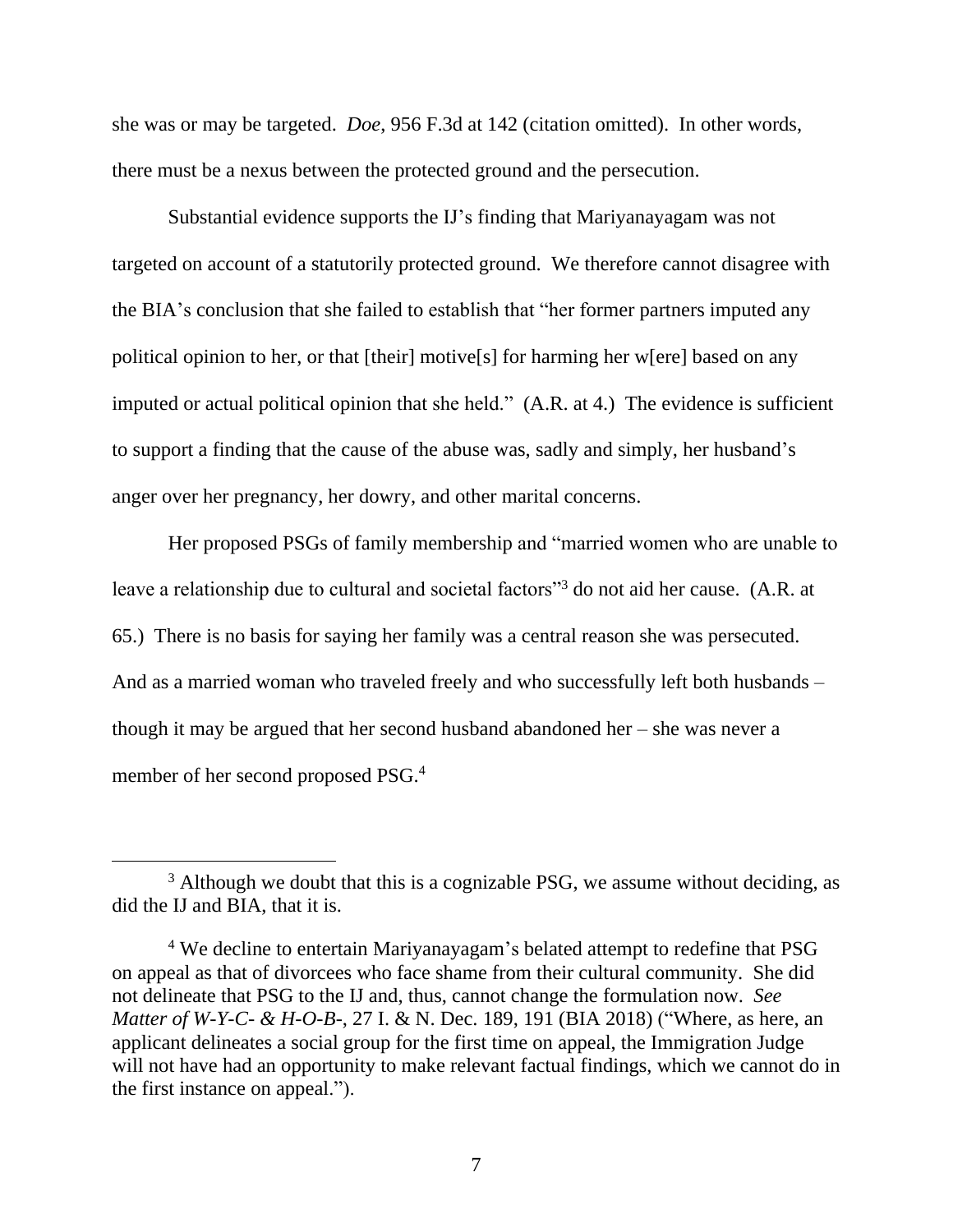she was or may be targeted. *Doe*, 956 F.3d at 142 (citation omitted). In other words, there must be a nexus between the protected ground and the persecution.

Substantial evidence supports the IJ's finding that Mariyanayagam was not targeted on account of a statutorily protected ground. We therefore cannot disagree with the BIA's conclusion that she failed to establish that "her former partners imputed any political opinion to her, or that [their] motive[s] for harming her w[ere] based on any imputed or actual political opinion that she held." (A.R. at 4.) The evidence is sufficient to support a finding that the cause of the abuse was, sadly and simply, her husband's anger over her pregnancy, her dowry, and other marital concerns.

Her proposed PSGs of family membership and "married women who are unable to leave a relationship due to cultural and societal factors"[3] do not aid her cause. (A.R. at 65.) There is no basis for saying her family was a central reason she was persecuted. And as a married woman who traveled freely and who successfully left both husbands – though it may be argued that her second husband abandoned her – she was never a member of her second proposed PSG.[4]

---

[3] Although we doubt that this is a cognizable PSG, we assume without deciding, as did the IJ and BIA, that it is.

[4] We decline to entertain Mariyanayagam's belated attempt to redefine that PSG on appeal as that of divorcees who face shame from their cultural community. She did not delineate that PSG to the IJ and, thus, cannot change the formulation now. *See Matter of W-Y-C- & H-O-B-*, 27 I. & N. Dec. 189, 191 (BIA 2018) ("Where, as here, an applicant delineates a social group for the first time on appeal, the Immigration Judge will not have had an opportunity to make relevant factual findings, which we cannot do in the first instance on appeal.").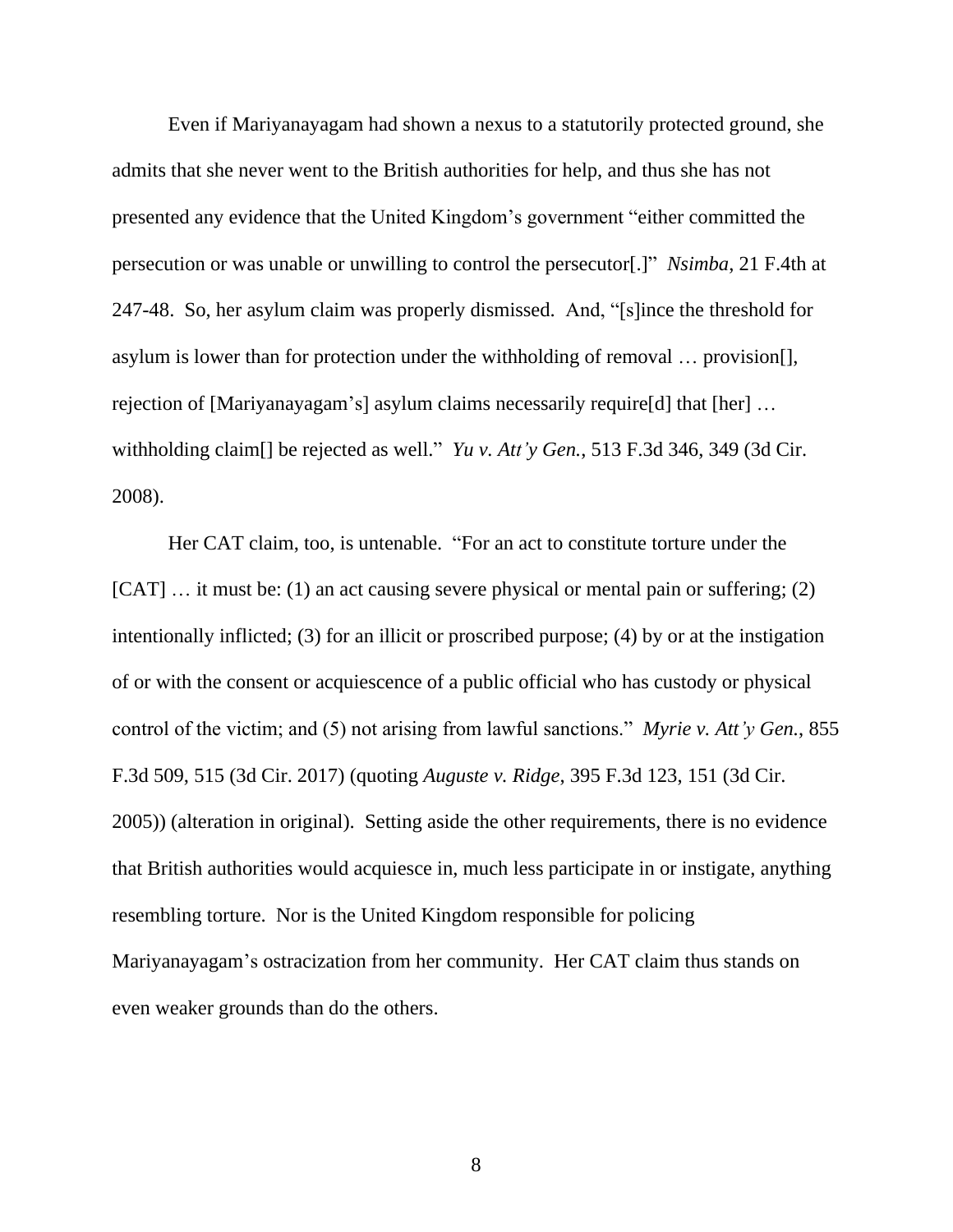Even if Mariyanayagam had shown a nexus to a statutorily protected ground, she admits that she never went to the British authorities for help, and thus she has not presented any evidence that the United Kingdom's government "either committed the persecution or was unable or unwilling to control the persecutor[.]" *Nsimba*, 21 F.4th at 247-48. So, her asylum claim was properly dismissed. And, "[s]ince the threshold for asylum is lower than for protection under the withholding of removal … provision[], rejection of [Mariyanayagam's] asylum claims necessarily require[d] that [her] … withholding claim[] be rejected as well." *Yu v. Att'y Gen.*, 513 F.3d 346, 349 (3d Cir. 2008).

Her CAT claim, too, is untenable. "For an act to constitute torture under the [CAT] … it must be: (1) an act causing severe physical or mental pain or suffering; (2) intentionally inflicted; (3) for an illicit or proscribed purpose; (4) by or at the instigation of or with the consent or acquiescence of a public official who has custody or physical control of the victim; and (5) not arising from lawful sanctions." *Myrie v. Att'y Gen.*, 855 F.3d 509, 515 (3d Cir. 2017) (quoting *Auguste v. Ridge*, 395 F.3d 123, 151 (3d Cir. 2005)) (alteration in original). Setting aside the other requirements, there is no evidence that British authorities would acquiesce in, much less participate in or instigate, anything resembling torture. Nor is the United Kingdom responsible for policing Mariyanayagam's ostracization from her community. Her CAT claim thus stands on even weaker grounds than do the others.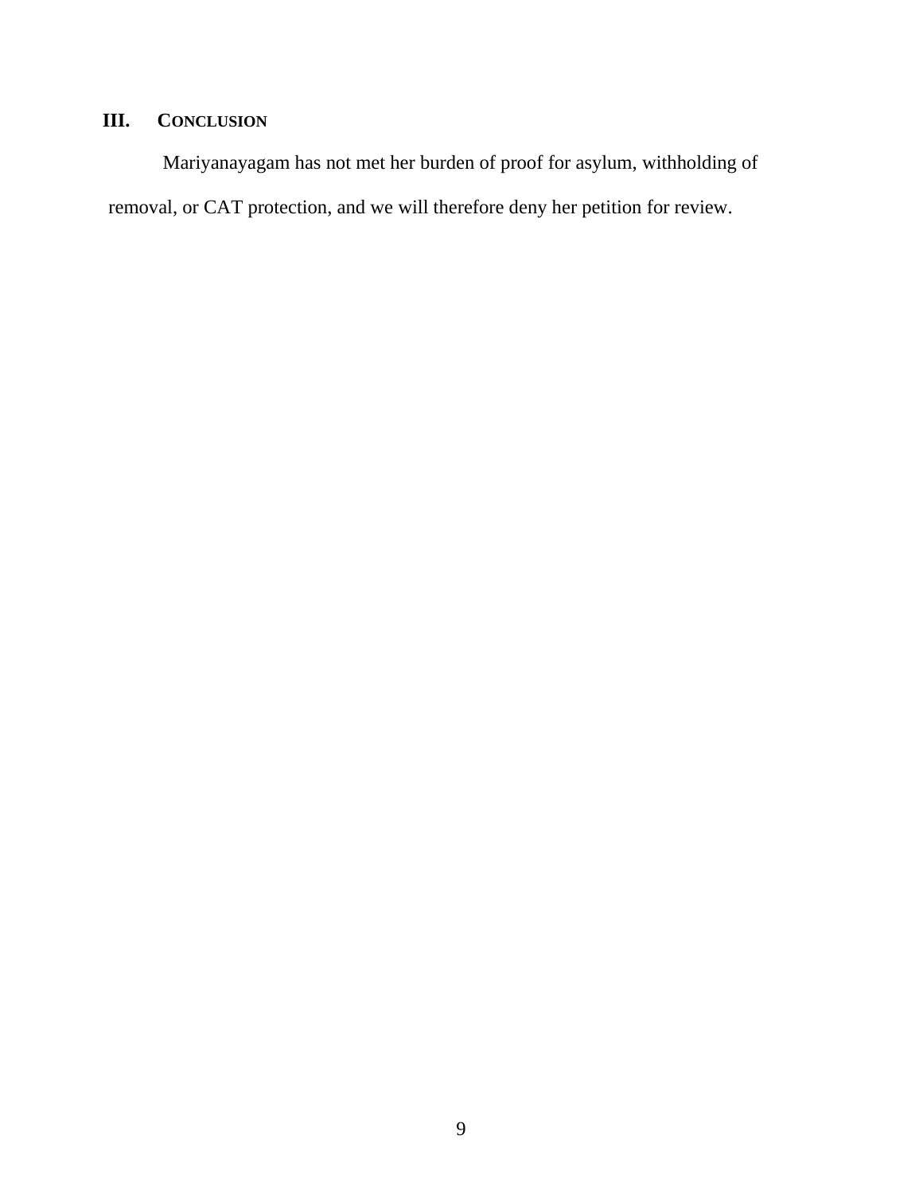## III. CONCLUSION

Mariyanayagam has not met her burden of proof for asylum, withholding of removal, or CAT protection, and we will therefore deny her petition for review.